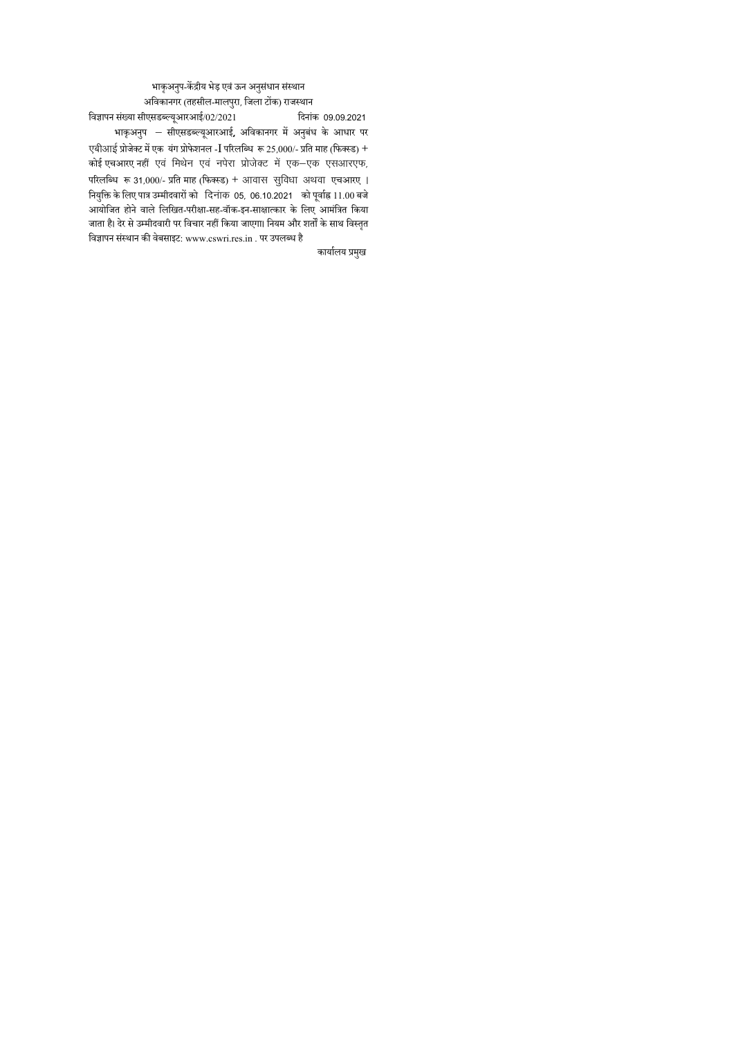भाकृअनुप-केंद्रीय भेड़ एवं ऊन अनुसंधान संस्थान
अविकानगर (तहसील-मालपुरा, जिला टोंक) राजस्थान

विज्ञापन संख्या सीएसडब्ल्यूआरआई/02/2021 दिनांक 09.09.2021

भाकृअनुप – सीएसडब्ल्यूआरआई, अविकानगर में अनुबंध के आधार पर एबीआई प्रोजेक्ट में एक यंग प्रोफेशनल -I परिलब्धि रू 25,000/- प्रति माह (फिक्स्ड) + कोई एचआरए नहीं एवं मिथेन एवं नपेरा प्रोजेक्ट में एक–एक एसआरएफ, परिलब्धि रू 31,000/- प्रति माह (फिक्स्ड) + आवास सुविधा अथवा एचआरए । नियुक्ति के लिए पात्र उम्मीदवारों को दिनांक 05, 06.10.2021 को पूर्वाह्न 11.00 बजे आयोजित होने वाले लिखित-परीक्षा-सह-वॉक-इन-साक्षात्कार के लिए आमंत्रित किया जाता है। देर से उम्मीदवारी पर विचार नहीं किया जाएगा। नियम और शर्तों के साथ विस्तृत विज्ञापन संस्थान की वेबसाइट: www.cswri.res.in . पर उपलब्ध है

कार्यालय प्रमुख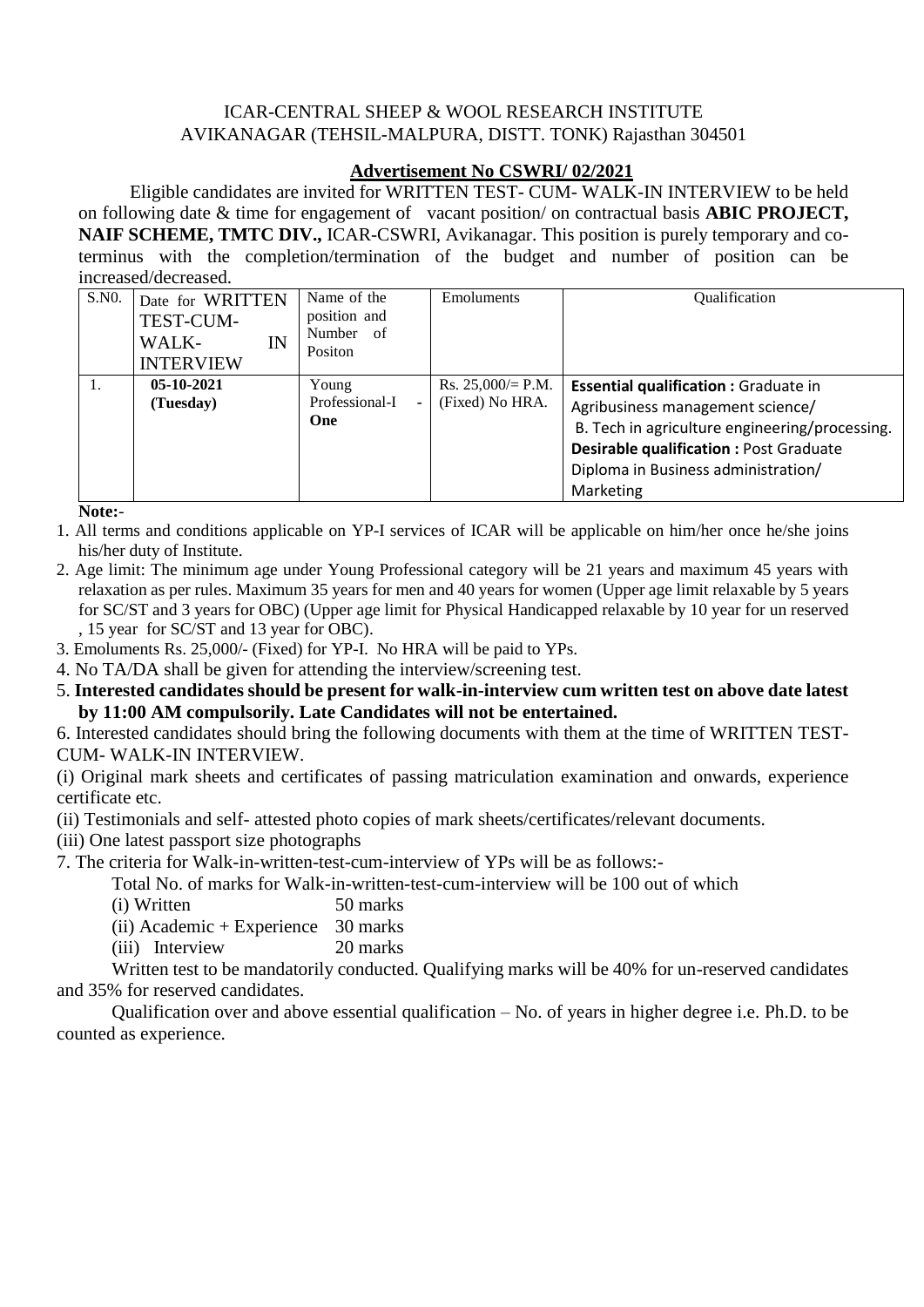ICAR-CENTRAL SHEEP & WOOL RESEARCH INSTITUTE
AVIKANAGAR (TEHSIL-MALPURA, DISTT. TONK) Rajasthan 304501

## Advertisement No CSWRI/ 02/2021

Eligible candidates are invited for WRITTEN TEST- CUM- WALK-IN INTERVIEW to be held on following date & time for engagement of vacant position/ on contractual basis **ABIC PROJECT, NAIF SCHEME, TMTC DIV.,** ICAR-CSWRI, Avikanagar. This position is purely temporary and co-terminus with the completion/termination of the budget and number of position can be increased/decreased.

| S.N0. | Date for WRITTEN TEST-CUM-WALK-IN INTERVIEW | Name of the position and Number of Positon | Emoluments | Qualification |
|---|---|---|---|---|
| 1. | **05-10-2021 (Tuesday)** | Young Professional-I - **One** | Rs. 25,000/= P.M. (Fixed) No HRA. | **Essential qualification :** Graduate in Agribusiness management science/ B. Tech in agriculture engineering/processing. **Desirable qualification :** Post Graduate Diploma in Business administration/ Marketing |

**Note:-**

1. All terms and conditions applicable on YP-I services of ICAR will be applicable on him/her once he/she joins his/her duty of Institute.
2. Age limit: The minimum age under Young Professional category will be 21 years and maximum 45 years with relaxation as per rules. Maximum 35 years for men and 40 years for women (Upper age limit relaxable by 5 years for SC/ST and 3 years for OBC) (Upper age limit for Physical Handicapped relaxable by 10 year for un reserved , 15 year for SC/ST and 13 year for OBC).
3. Emoluments Rs. 25,000/- (Fixed) for YP-I. No HRA will be paid to YPs.
4. No TA/DA shall be given for attending the interview/screening test.
5. **Interested candidates should be present for walk-in-interview cum written test on above date latest by 11:00 AM compulsorily. Late Candidates will not be entertained.**
6. Interested candidates should bring the following documents with them at the time of WRITTEN TEST-CUM- WALK-IN INTERVIEW.

(i) Original mark sheets and certificates of passing matriculation examination and onwards, experience certificate etc.

(ii) Testimonials and self- attested photo copies of mark sheets/certificates/relevant documents.

(iii) One latest passport size photographs

7. The criteria for Walk-in-written-test-cum-interview of YPs will be as follows:-

Total No. of marks for Walk-in-written-test-cum-interview will be 100 out of which

(i) Written 50 marks
(ii) Academic + Experience 30 marks
(iii) Interview 20 marks

Written test to be mandatorily conducted. Qualifying marks will be 40% for un-reserved candidates and 35% for reserved candidates.

Qualification over and above essential qualification – No. of years in higher degree i.e. Ph.D. to be counted as experience.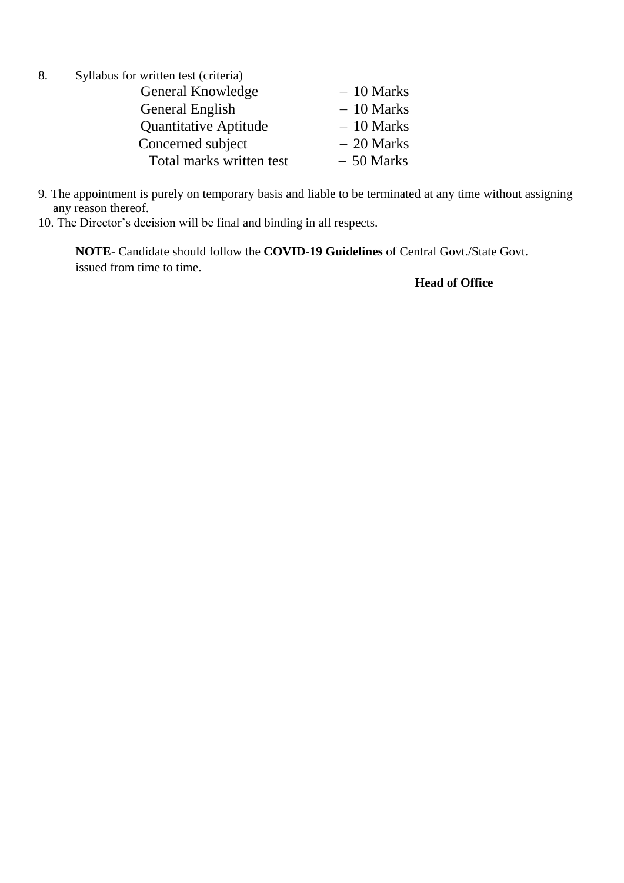8. Syllabus for written test (criteria)

| | |
|---|---|
| General Knowledge | – 10 Marks |
| General English | – 10 Marks |
| Quantitative Aptitude | – 10 Marks |
| Concerned subject | – 20 Marks |
| Total marks written test | – 50 Marks |

9. The appointment is purely on temporary basis and liable to be terminated at any time without assigning any reason thereof.
10. The Director's decision will be final and binding in all respects.

**NOTE**- Candidate should follow the **COVID-19 Guidelines** of Central Govt./State Govt. issued from time to time.

**Head of Office**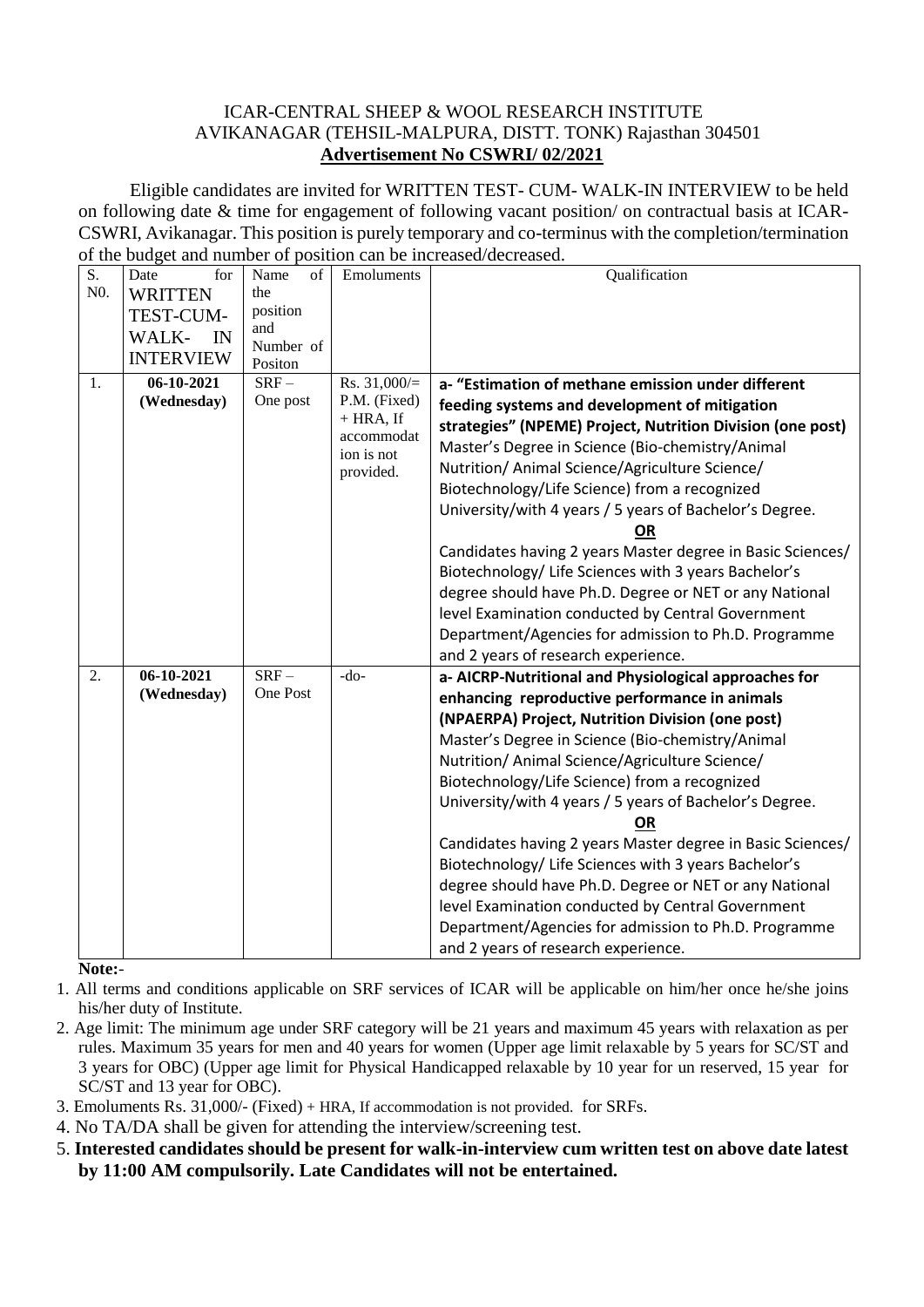ICAR-CENTRAL SHEEP & WOOL RESEARCH INSTITUTE
AVIKANAGAR (TEHSIL-MALPURA, DISTT. TONK) Rajasthan 304501
**Advertisement No CSWRI/ 02/2021**

Eligible candidates are invited for WRITTEN TEST- CUM- WALK-IN INTERVIEW to be held on following date & time for engagement of following vacant position/ on contractual basis at ICAR-CSWRI, Avikanagar. This position is purely temporary and co-terminus with the completion/termination of the budget and number of position can be increased/decreased.

| S. N0. | Date for WRITTEN TEST-CUM-WALK- IN INTERVIEW | Name of the position and Number of Positon | Emoluments | Qualification |
|---|---|---|---|---|
| 1. | **06-10-2021 (Wednesday)** | SRF – One post | Rs. 31,000/= P.M. (Fixed) + HRA, If accommodation is not provided. | **a- "Estimation of methane emission under different feeding systems and development of mitigation strategies" (NPEME) Project, Nutrition Division (one post)** Master's Degree in Science (Bio-chemistry/Animal Nutrition/ Animal Science/Agriculture Science/ Biotechnology/Life Science) from a recognized University/with 4 years / 5 years of Bachelor's Degree. **OR** Candidates having 2 years Master degree in Basic Sciences/ Biotechnology/ Life Sciences with 3 years Bachelor's degree should have Ph.D. Degree or NET or any National level Examination conducted by Central Government Department/Agencies for admission to Ph.D. Programme and 2 years of research experience. |
| 2. | **06-10-2021 (Wednesday)** | SRF – One Post | -do- | **a- AICRP-Nutritional and Physiological approaches for enhancing reproductive performance in animals (NPAERPA) Project, Nutrition Division (one post)** Master's Degree in Science (Bio-chemistry/Animal Nutrition/ Animal Science/Agriculture Science/ Biotechnology/Life Science) from a recognized University/with 4 years / 5 years of Bachelor's Degree. **OR** Candidates having 2 years Master degree in Basic Sciences/ Biotechnology/ Life Sciences with 3 years Bachelor's degree should have Ph.D. Degree or NET or any National level Examination conducted by Central Government Department/Agencies for admission to Ph.D. Programme and 2 years of research experience. |

**Note:**-

1. All terms and conditions applicable on SRF services of ICAR will be applicable on him/her once he/she joins his/her duty of Institute.
2. Age limit: The minimum age under SRF category will be 21 years and maximum 45 years with relaxation as per rules. Maximum 35 years for men and 40 years for women (Upper age limit relaxable by 5 years for SC/ST and 3 years for OBC) (Upper age limit for Physical Handicapped relaxable by 10 year for un reserved, 15 year for SC/ST and 13 year for OBC).
3. Emoluments Rs. 31,000/- (Fixed) + HRA, If accommodation is not provided. for SRFs.
4. No TA/DA shall be given for attending the interview/screening test.
5. **Interested candidates should be present for walk-in-interview cum written test on above date latest by 11:00 AM compulsorily. Late Candidates will not be entertained.**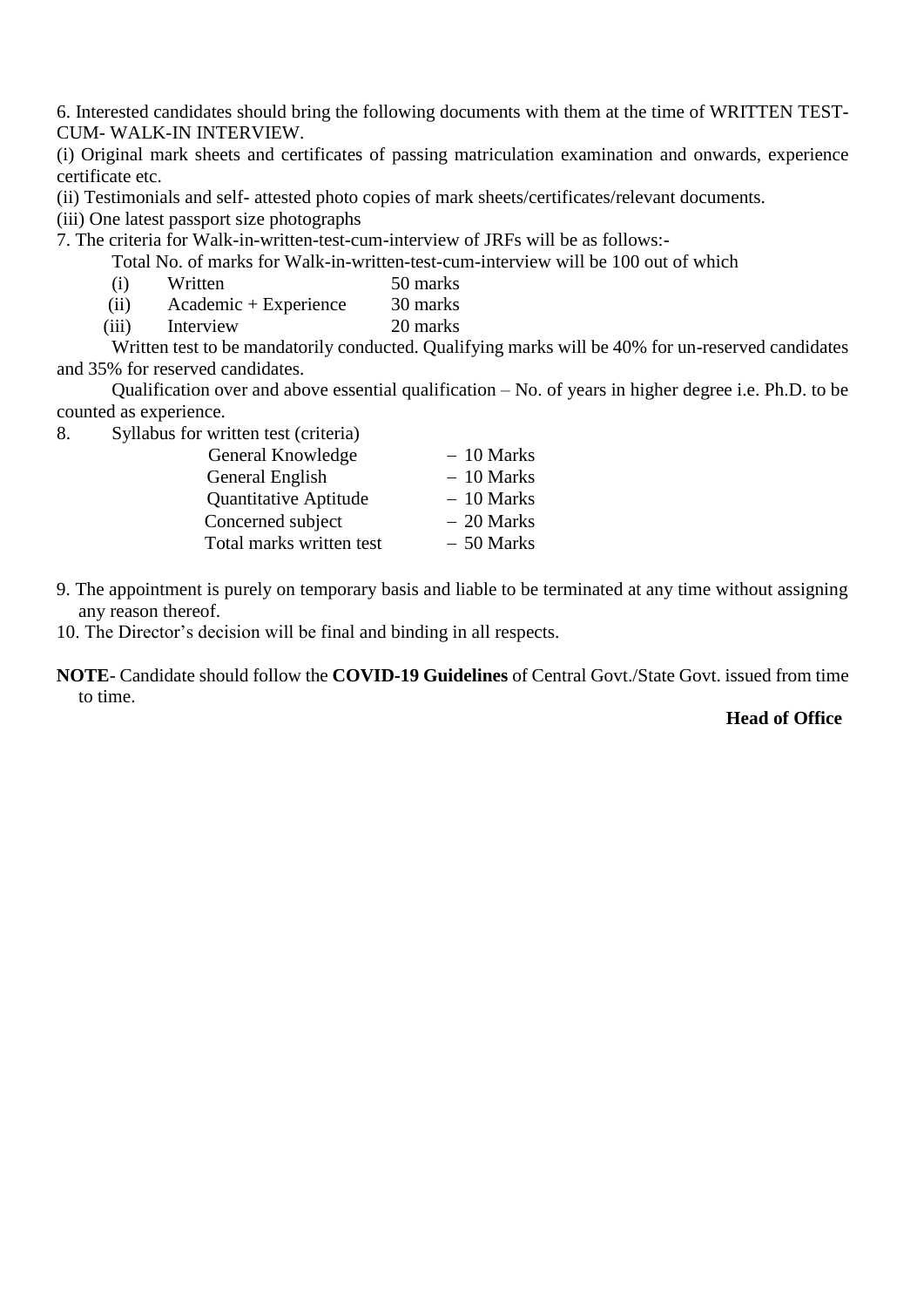6. Interested candidates should bring the following documents with them at the time of WRITTEN TEST-CUM- WALK-IN INTERVIEW.

(i) Original mark sheets and certificates of passing matriculation examination and onwards, experience certificate etc.

(ii) Testimonials and self- attested photo copies of mark sheets/certificates/relevant documents.

(iii) One latest passport size photographs

7. The criteria for Walk-in-written-test-cum-interview of JRFs will be as follows:-

Total No. of marks for Walk-in-written-test-cum-interview will be 100 out of which

| | | |
|---|---|---|
| (i) | Written | 50 marks |
| (ii) | Academic + Experience | 30 marks |
| (iii) | Interview | 20 marks |

Written test to be mandatorily conducted. Qualifying marks will be 40% for un-reserved candidates and 35% for reserved candidates.

Qualification over and above essential qualification – No. of years in higher degree i.e. Ph.D. to be counted as experience.

8. Syllabus for written test (criteria)

| | |
|---|---|
| General Knowledge | – 10 Marks |
| General English | – 10 Marks |
| Quantitative Aptitude | – 10 Marks |
| Concerned subject | – 20 Marks |
| Total marks written test | – 50 Marks |

9. The appointment is purely on temporary basis and liable to be terminated at any time without assigning any reason thereof.

10. The Director's decision will be final and binding in all respects.

**NOTE**- Candidate should follow the **COVID-19 Guidelines** of Central Govt./State Govt. issued from time to time.

**Head of Office**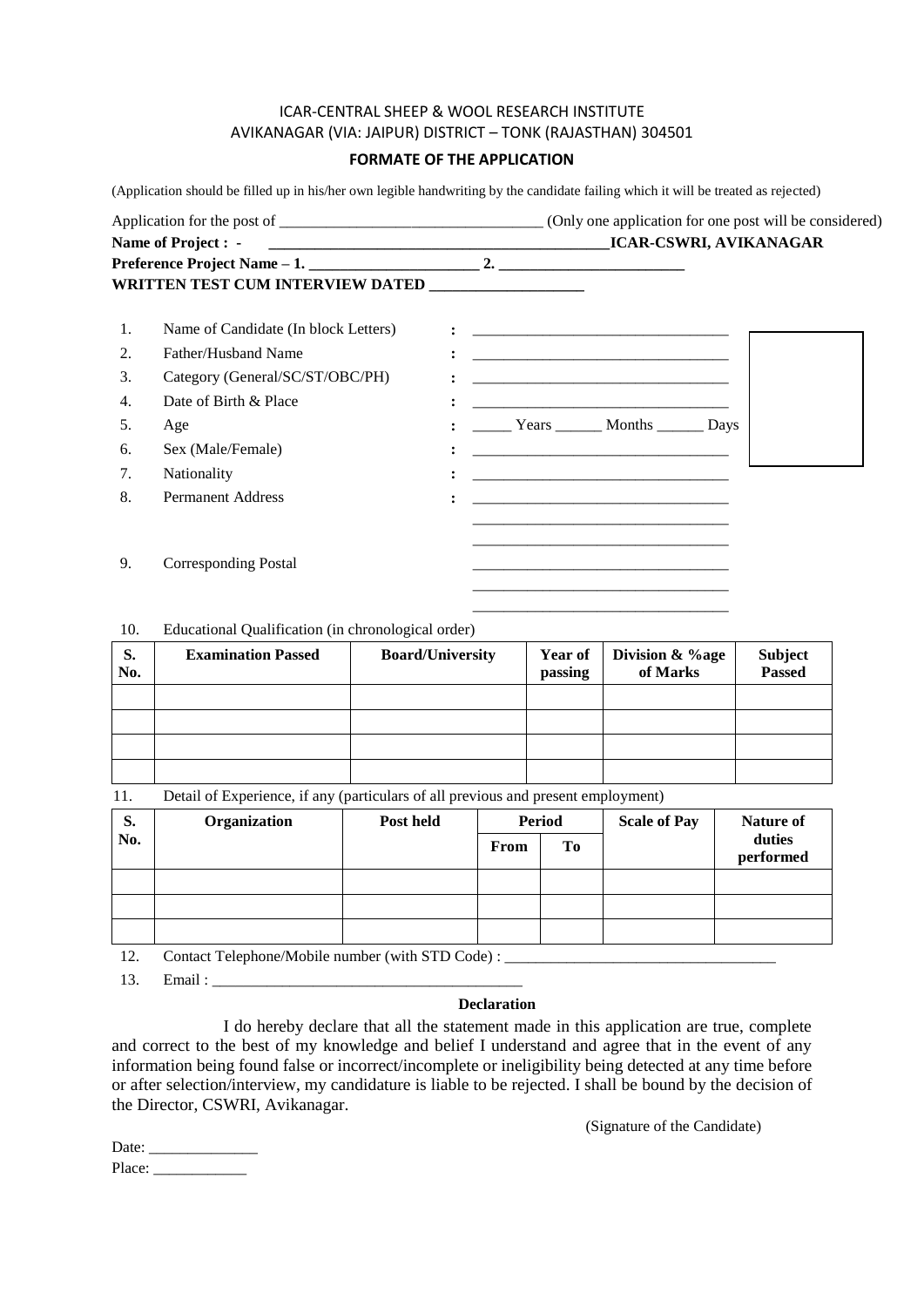ICAR-CENTRAL SHEEP & WOOL RESEARCH INSTITUTE
AVIKANAGAR (VIA: JAIPUR) DISTRICT – TONK (RAJASTHAN) 304501

**FORMATE OF THE APPLICATION**

(Application should be filled up in his/her own legible handwriting by the candidate failing which it will be treated as rejected)

Application for the post of ___________________________________ (Only one application for one post will be considered)

**Name of Project : - _____________________________________________ICAR-CSWRI, AVIKANAGAR**

**Preference Project Name – 1. ______________________ 2. ________________________**

**WRITTEN TEST CUM INTERVIEW DATED ____________________**

1. Name of Candidate (In block Letters) : __________________________________
2. Father/Husband Name : __________________________________
3. Category (General/SC/ST/OBC/PH) : __________________________________
4. Date of Birth & Place : __________________________________
5. Age : _____ Years ______ Months ______ Days
6. Sex (Male/Female) : __________________________________
7. Nationality : __________________________________
8. Permanent Address : __________________________________
   __________________________________
   __________________________________
9. Corresponding Postal __________________________________
   __________________________________
   __________________________________
10. Educational Qualification (in chronological order)

| S. No. | Examination Passed | Board/University | Year of passing | Division & %age of Marks | Subject Passed |
|---|---|---|---|---|---|
| | | | | | |
| | | | | | |
| | | | | | |
| | | | | | |

11. Detail of Experience, if any (particulars of all previous and present employment)

| S. No. | Organization | Post held | Period | | Scale of Pay | Nature of duties performed |
|---|---|---|---|---|---|---|
| | | | From | To | | |
| | | | | | | |
| | | | | | | |
| | | | | | | |

12. Contact Telephone/Mobile number (with STD Code) : __________________________________
13. Email : ________________________________________

**Declaration**

I do hereby declare that all the statement made in this application are true, complete and correct to the best of my knowledge and belief I understand and agree that in the event of any information being found false or incorrect/incomplete or ineligibility being detected at any time before or after selection/interview, my candidature is liable to be rejected. I shall be bound by the decision of the Director, CSWRI, Avikanagar.

(Signature of the Candidate)

Date: ______________

Place: ____________